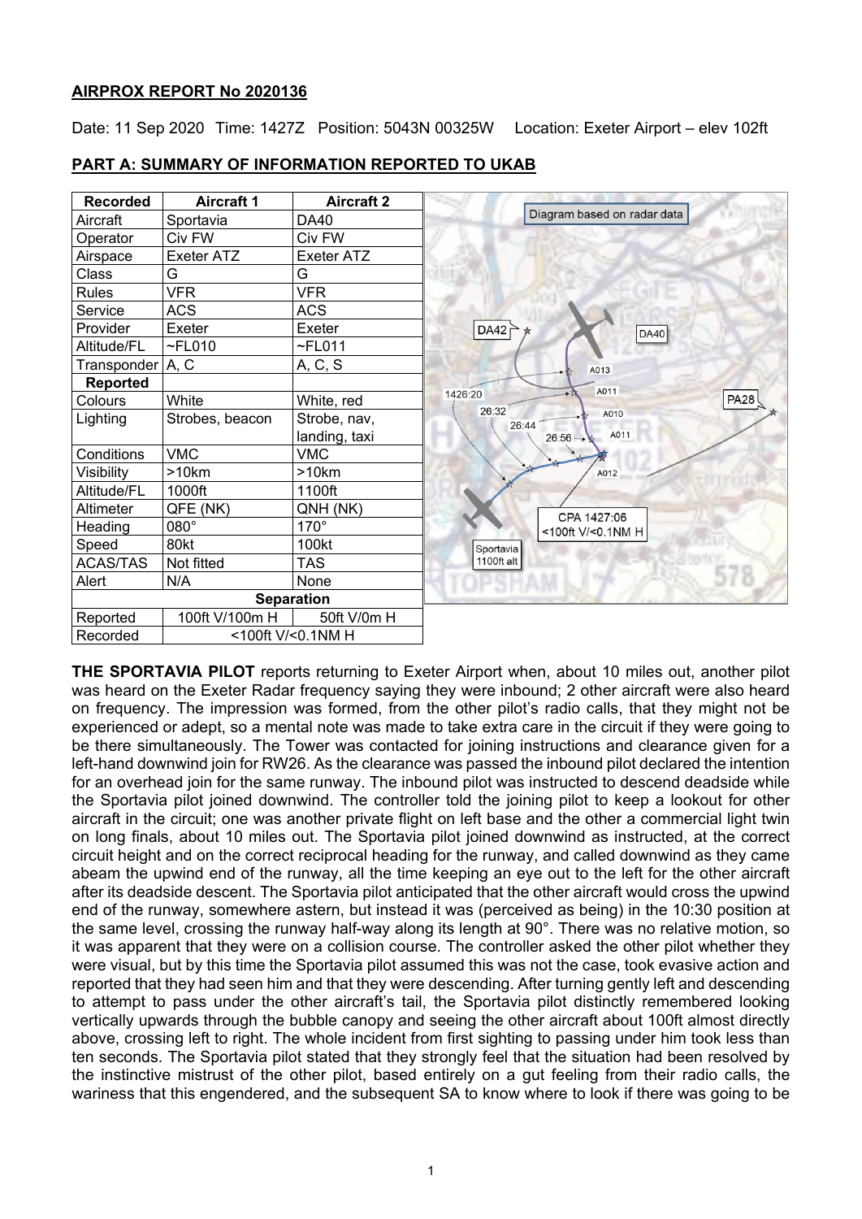**AIRPROX REPORT No 2020136**

Date: 11 Sep 2020 Time: 1427Z Position: 5043N 00325W Location: Exeter Airport – elev 102ft

**PART A: SUMMARY OF INFORMATION REPORTED TO UKAB**

| Recorded | Aircraft 1 | Aircraft 2 |
|---|---|---|
| Aircraft | Sportavia | DA40 |
| Operator | Civ FW | Civ FW |
| Airspace | Exeter ATZ | Exeter ATZ |
| Class | G | G |
| Rules | VFR | VFR |
| Service | ACS | ACS |
| Provider | Exeter | Exeter |
| Altitude/FL | ~FL010 | ~FL011 |
| Transponder | A, C | A, C, S |
| **Reported** | | |
| Colours | White | White, red |
| Lighting | Strobes, beacon | Strobe, nav, landing, taxi |
| Conditions | VMC | VMC |
| Visibility | >10km | >10km |
| Altitude/FL | 1000ft | 1100ft |
| Altimeter | QFE (NK) | QNH (NK) |
| Heading | 080° | 170° |
| Speed | 80kt | 100kt |
| ACAS/TAS | Not fitted | TAS |
| Alert | N/A | None |
| **Separation** | | |
| Reported | 100ft V/100m H | 50ft V/0m H |
| Recorded | <100ft V/<0.1NM H | |

Diagram based on radar data

DA42 DA40 PA28 Sportavia 1100ft alt

1426:20 26:32 26:44 26:56 A013 A011 A010 A011 A012

CPA 1427:06 <100ft V/<0.1NM H

**THE SPORTAVIA PILOT** reports returning to Exeter Airport when, about 10 miles out, another pilot was heard on the Exeter Radar frequency saying they were inbound; 2 other aircraft were also heard on frequency. The impression was formed, from the other pilot's radio calls, that they might not be experienced or adept, so a mental note was made to take extra care in the circuit if they were going to be there simultaneously. The Tower was contacted for joining instructions and clearance given for a left-hand downwind join for RW26. As the clearance was passed the inbound pilot declared the intention for an overhead join for the same runway. The inbound pilot was instructed to descend deadside while the Sportavia pilot joined downwind. The controller told the joining pilot to keep a lookout for other aircraft in the circuit; one was another private flight on left base and the other a commercial light twin on long finals, about 10 miles out. The Sportavia pilot joined downwind as instructed, at the correct circuit height and on the correct reciprocal heading for the runway, and called downwind as they came abeam the upwind end of the runway, all the time keeping an eye out to the left for the other aircraft after its deadside descent. The Sportavia pilot anticipated that the other aircraft would cross the upwind end of the runway, somewhere astern, but instead it was (perceived as being) in the 10:30 position at the same level, crossing the runway half-way along its length at 90°. There was no relative motion, so it was apparent that they were on a collision course. The controller asked the other pilot whether they were visual, but by this time the Sportavia pilot assumed this was not the case, took evasive action and reported that they had seen him and that they were descending. After turning gently left and descending to attempt to pass under the other aircraft's tail, the Sportavia pilot distinctly remembered looking vertically upwards through the bubble canopy and seeing the other aircraft about 100ft almost directly above, crossing left to right. The whole incident from first sighting to passing under him took less than ten seconds. The Sportavia pilot stated that they strongly feel that the situation had been resolved by the instinctive mistrust of the other pilot, based entirely on a gut feeling from their radio calls, the wariness that this engendered, and the subsequent SA to know where to look if there was going to be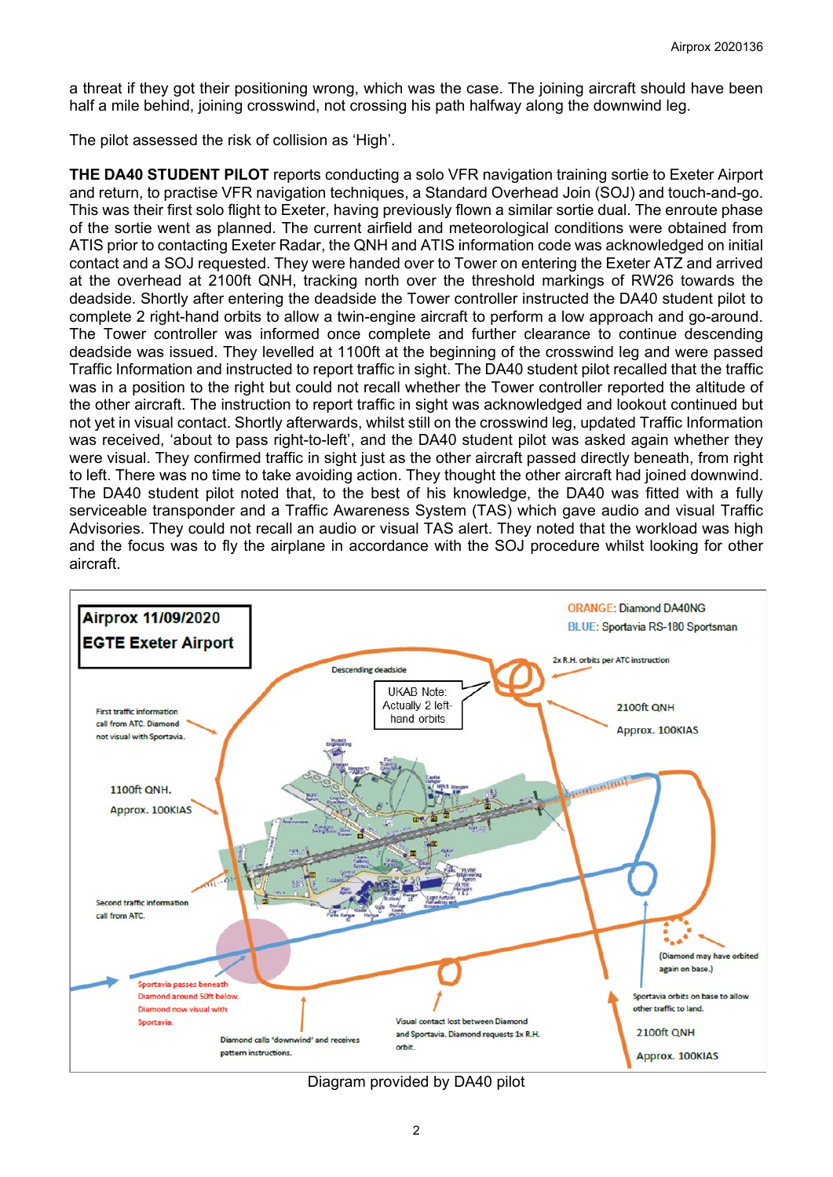a threat if they got their positioning wrong, which was the case. The joining aircraft should have been half a mile behind, joining crosswind, not crossing his path halfway along the downwind leg.

The pilot assessed the risk of collision as 'High'.

**THE DA40 STUDENT PILOT** reports conducting a solo VFR navigation training sortie to Exeter Airport and return, to practise VFR navigation techniques, a Standard Overhead Join (SOJ) and touch-and-go. This was their first solo flight to Exeter, having previously flown a similar sortie dual. The enroute phase of the sortie went as planned. The current airfield and meteorological conditions were obtained from ATIS prior to contacting Exeter Radar, the QNH and ATIS information code was acknowledged on initial contact and a SOJ requested. They were handed over to Tower on entering the Exeter ATZ and arrived at the overhead at 2100ft QNH, tracking north over the threshold markings of RW26 towards the deadside. Shortly after entering the deadside the Tower controller instructed the DA40 student pilot to complete 2 right-hand orbits to allow a twin-engine aircraft to perform a low approach and go-around. The Tower controller was informed once complete and further clearance to continue descending deadside was issued. They levelled at 1100ft at the beginning of the crosswind leg and were passed Traffic Information and instructed to report traffic in sight. The DA40 student pilot recalled that the traffic was in a position to the right but could not recall whether the Tower controller reported the altitude of the other aircraft. The instruction to report traffic in sight was acknowledged and lookout continued but not yet in visual contact. Shortly afterwards, whilst still on the crosswind leg, updated Traffic Information was received, 'about to pass right-to-left', and the DA40 student pilot was asked again whether they were visual. They confirmed traffic in sight just as the other aircraft passed directly beneath, from right to left. There was no time to take avoiding action. They thought the other aircraft had joined downwind. The DA40 student pilot noted that, to the best of his knowledge, the DA40 was fitted with a fully serviceable transponder and a Traffic Awareness System (TAS) which gave audio and visual Traffic Advisories. They could not recall an audio or visual TAS alert. They noted that the workload was high and the focus was to fly the airplane in accordance with the SOJ procedure whilst looking for other aircraft.

Diagram provided by DA40 pilot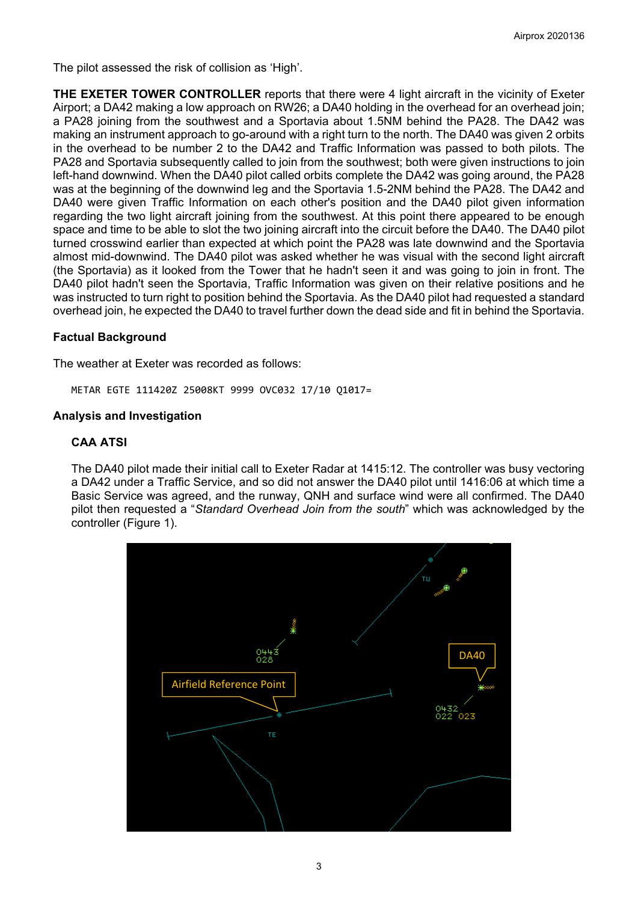The pilot assessed the risk of collision as 'High'.

**THE EXETER TOWER CONTROLLER** reports that there were 4 light aircraft in the vicinity of Exeter Airport; a DA42 making a low approach on RW26; a DA40 holding in the overhead for an overhead join; a PA28 joining from the southwest and a Sportavia about 1.5NM behind the PA28. The DA42 was making an instrument approach to go-around with a right turn to the north. The DA40 was given 2 orbits in the overhead to be number 2 to the DA42 and Traffic Information was passed to both pilots. The PA28 and Sportavia subsequently called to join from the southwest; both were given instructions to join left-hand downwind. When the DA40 pilot called orbits complete the DA42 was going around, the PA28 was at the beginning of the downwind leg and the Sportavia 1.5-2NM behind the PA28. The DA42 and DA40 were given Traffic Information on each other's position and the DA40 pilot given information regarding the two light aircraft joining from the southwest. At this point there appeared to be enough space and time to be able to slot the two joining aircraft into the circuit before the DA40. The DA40 pilot turned crosswind earlier than expected at which point the PA28 was late downwind and the Sportavia almost mid-downwind. The DA40 pilot was asked whether he was visual with the second light aircraft (the Sportavia) as it looked from the Tower that he hadn't seen it and was going to join in front. The DA40 pilot hadn't seen the Sportavia, Traffic Information was given on their relative positions and he was instructed to turn right to position behind the Sportavia. As the DA40 pilot had requested a standard overhead join, he expected the DA40 to travel further down the dead side and fit in behind the Sportavia.

## Factual Background

The weather at Exeter was recorded as follows:

```
METAR EGTE 111420Z 25008KT 9999 OVC032 17/10 Q1017=
```

## Analysis and Investigation

### CAA ATSI

The DA40 pilot made their initial call to Exeter Radar at 1415:12. The controller was busy vectoring a DA42 under a Traffic Service, and so did not answer the DA40 pilot until 1416:06 at which time a Basic Service was agreed, and the runway, QNH and surface wind were all confirmed. The DA40 pilot then requested a "*Standard Overhead Join from the south*" which was acknowledged by the controller (Figure 1).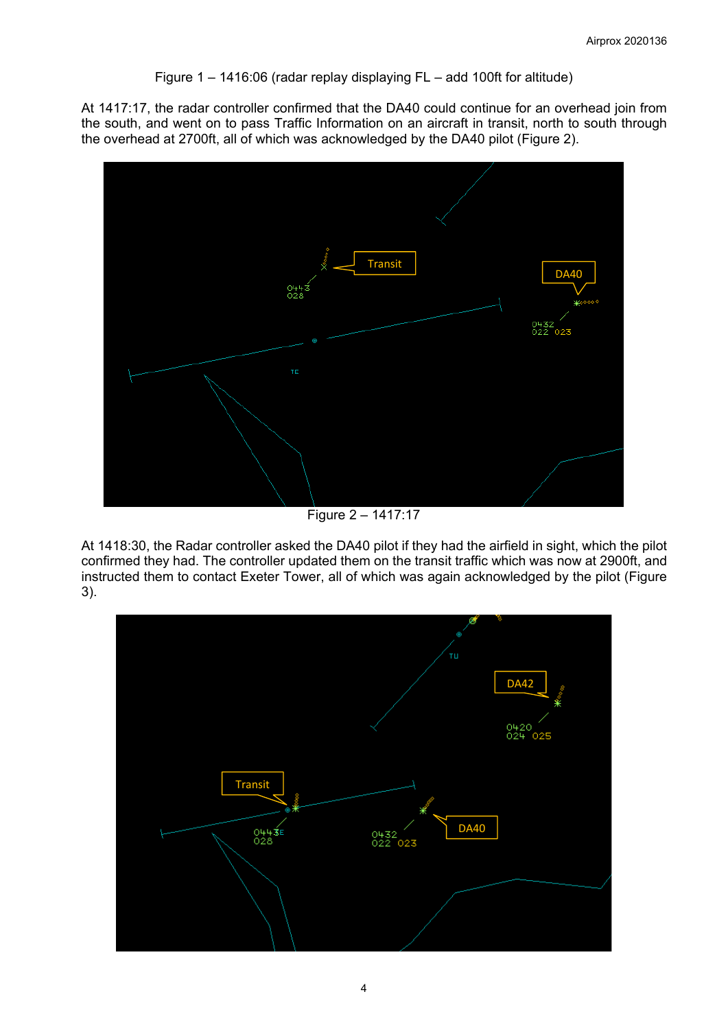Figure 1 – 1416:06 (radar replay displaying FL – add 100ft for altitude)

At 1417:17, the radar controller confirmed that the DA40 could continue for an overhead join from the south, and went on to pass Traffic Information on an aircraft in transit, north to south through the overhead at 2700ft, all of which was acknowledged by the DA40 pilot (Figure 2).

Figure 2 – 1417:17

At 1418:30, the Radar controller asked the DA40 pilot if they had the airfield in sight, which the pilot confirmed they had. The controller updated them on the transit traffic which was now at 2900ft, and instructed them to contact Exeter Tower, all of which was again acknowledged by the pilot (Figure 3).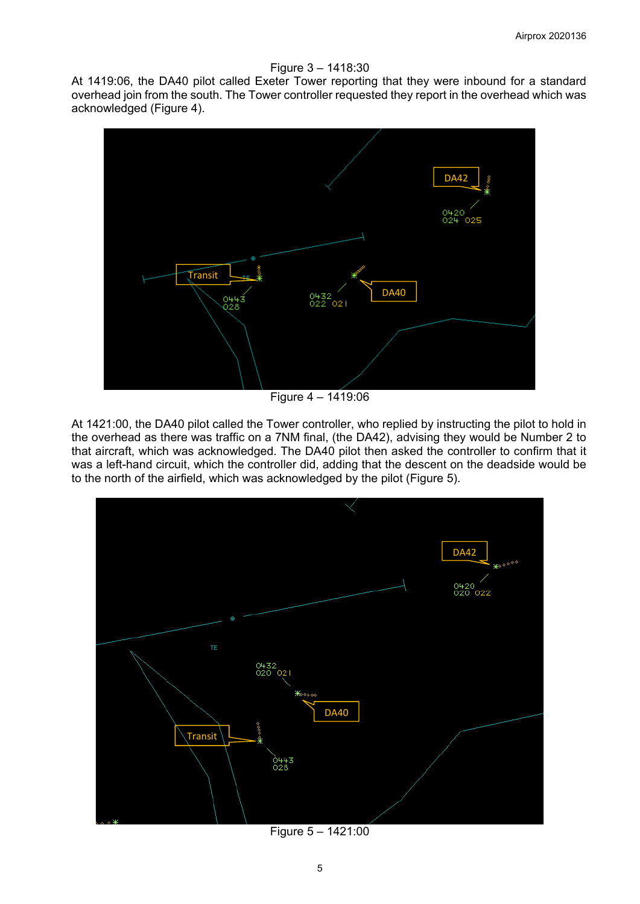Figure 3 – 1418:30

At 1419:06, the DA40 pilot called Exeter Tower reporting that they were inbound for a standard overhead join from the south. The Tower controller requested they report in the overhead which was acknowledged (Figure 4).

Figure 4 – 1419:06

At 1421:00, the DA40 pilot called the Tower controller, who replied by instructing the pilot to hold in the overhead as there was traffic on a 7NM final, (the DA42), advising they would be Number 2 to that aircraft, which was acknowledged. The DA40 pilot then asked the controller to confirm that it was a left-hand circuit, which the controller did, adding that the descent on the deadside would be to the north of the airfield, which was acknowledged by the pilot (Figure 5).

Figure 5 – 1421:00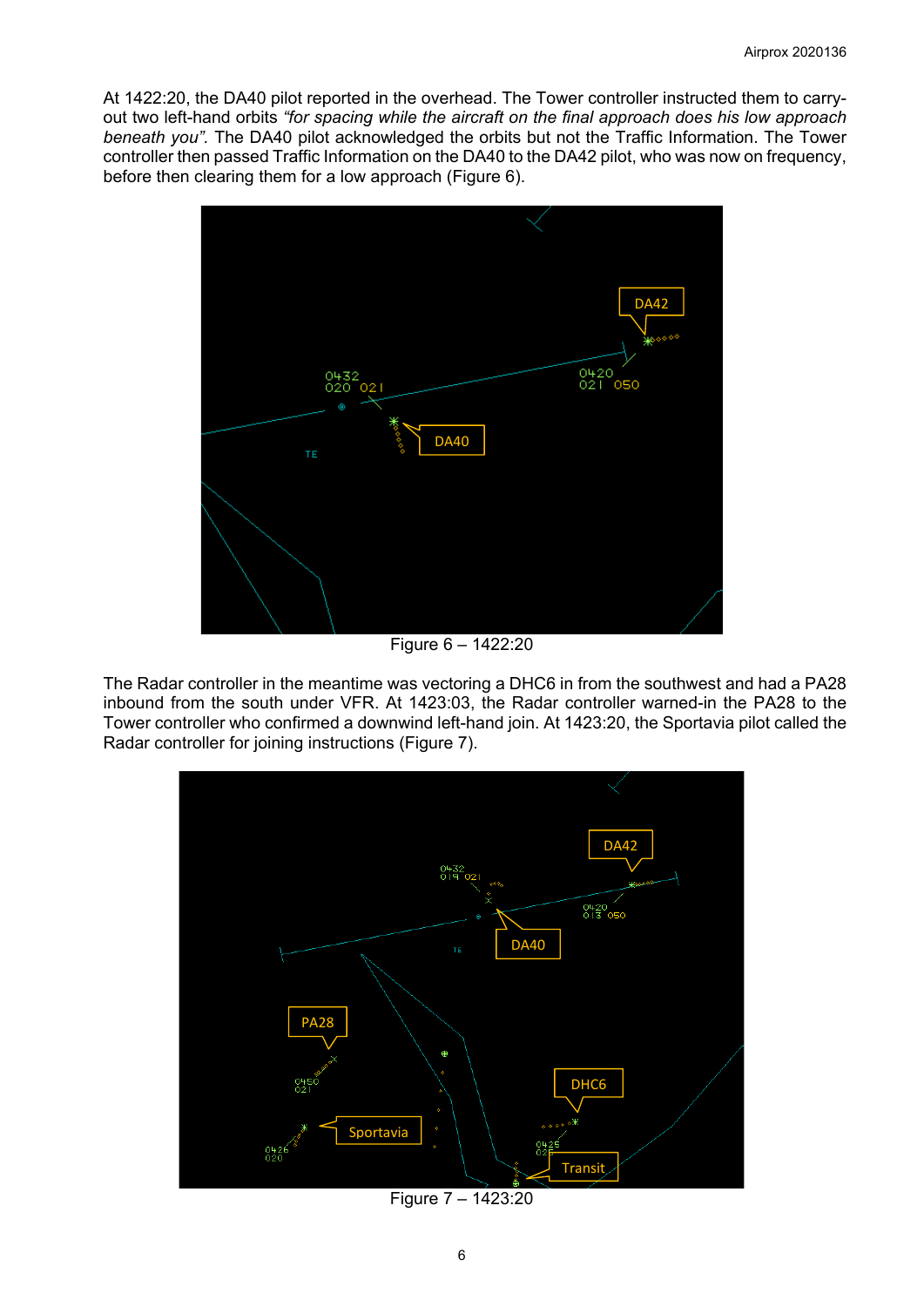At 1422:20, the DA40 pilot reported in the overhead. The Tower controller instructed them to carry-out two left-hand orbits *"for spacing while the aircraft on the final approach does his low approach beneath you"*. The DA40 pilot acknowledged the orbits but not the Traffic Information. The Tower controller then passed Traffic Information on the DA40 to the DA42 pilot, who was now on frequency, before then clearing them for a low approach (Figure 6).

Figure 6 – 1422:20

The Radar controller in the meantime was vectoring a DHC6 in from the southwest and had a PA28 inbound from the south under VFR. At 1423:03, the Radar controller warned-in the PA28 to the Tower controller who confirmed a downwind left-hand join. At 1423:20, the Sportavia pilot called the Radar controller for joining instructions (Figure 7).

Figure 7 – 1423:20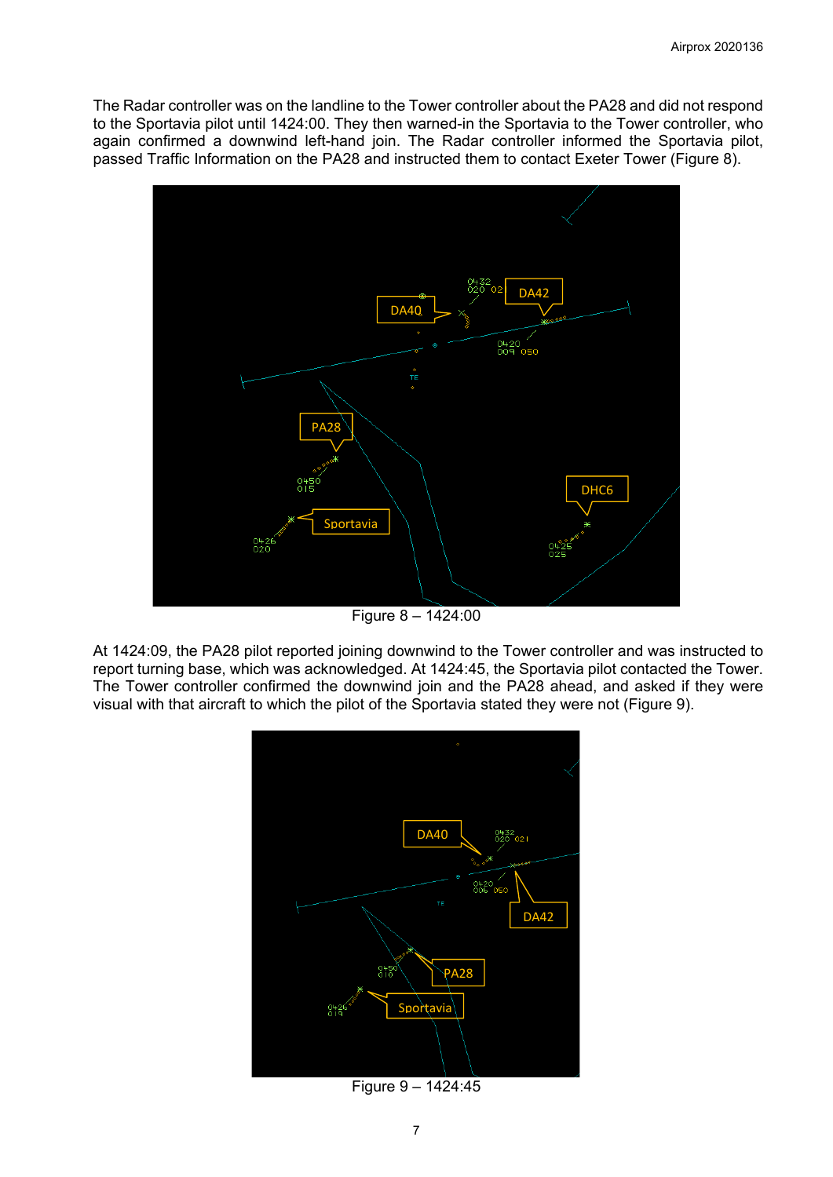The Radar controller was on the landline to the Tower controller about the PA28 and did not respond to the Sportavia pilot until 1424:00. They then warned-in the Sportavia to the Tower controller, who again confirmed a downwind left-hand join. The Radar controller informed the Sportavia pilot, passed Traffic Information on the PA28 and instructed them to contact Exeter Tower (Figure 8).

Figure 8 – 1424:00

At 1424:09, the PA28 pilot reported joining downwind to the Tower controller and was instructed to report turning base, which was acknowledged. At 1424:45, the Sportavia pilot contacted the Tower. The Tower controller confirmed the downwind join and the PA28 ahead, and asked if they were visual with that aircraft to which the pilot of the Sportavia stated they were not (Figure 9).

Figure 9 – 1424:45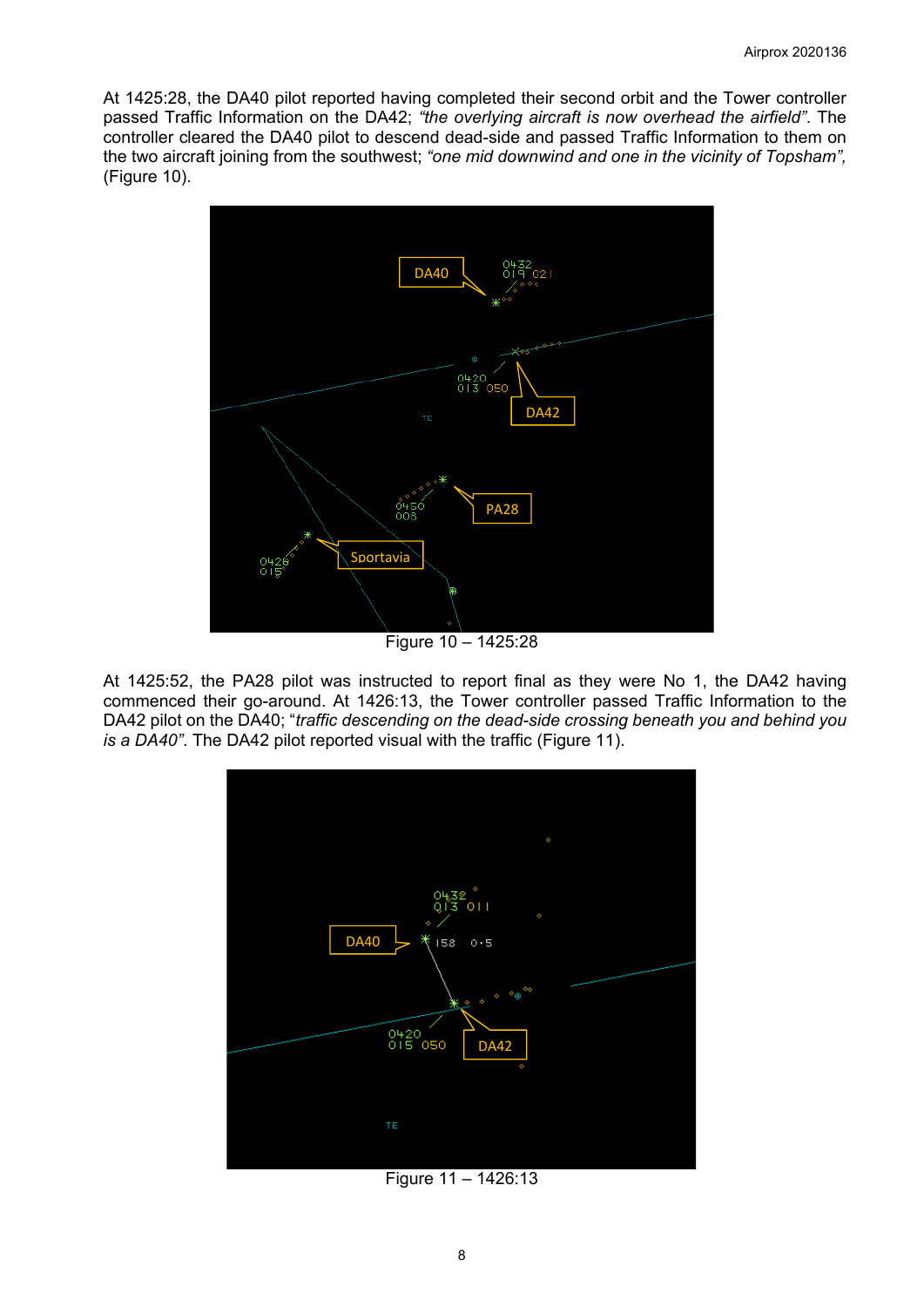At 1425:28, the DA40 pilot reported having completed their second orbit and the Tower controller passed Traffic Information on the DA42; *"the overlying aircraft is now overhead the airfield"*. The controller cleared the DA40 pilot to descend dead-side and passed Traffic Information to them on the two aircraft joining from the southwest; *"one mid downwind and one in the vicinity of Topsham"*, (Figure 10).

Figure 10 – 1425:28

At 1425:52, the PA28 pilot was instructed to report final as they were No 1, the DA42 having commenced their go-around. At 1426:13, the Tower controller passed Traffic Information to the DA42 pilot on the DA40; "*traffic descending on the dead-side crossing beneath you and behind you is a DA40"*. The DA42 pilot reported visual with the traffic (Figure 11).

Figure 11 – 1426:13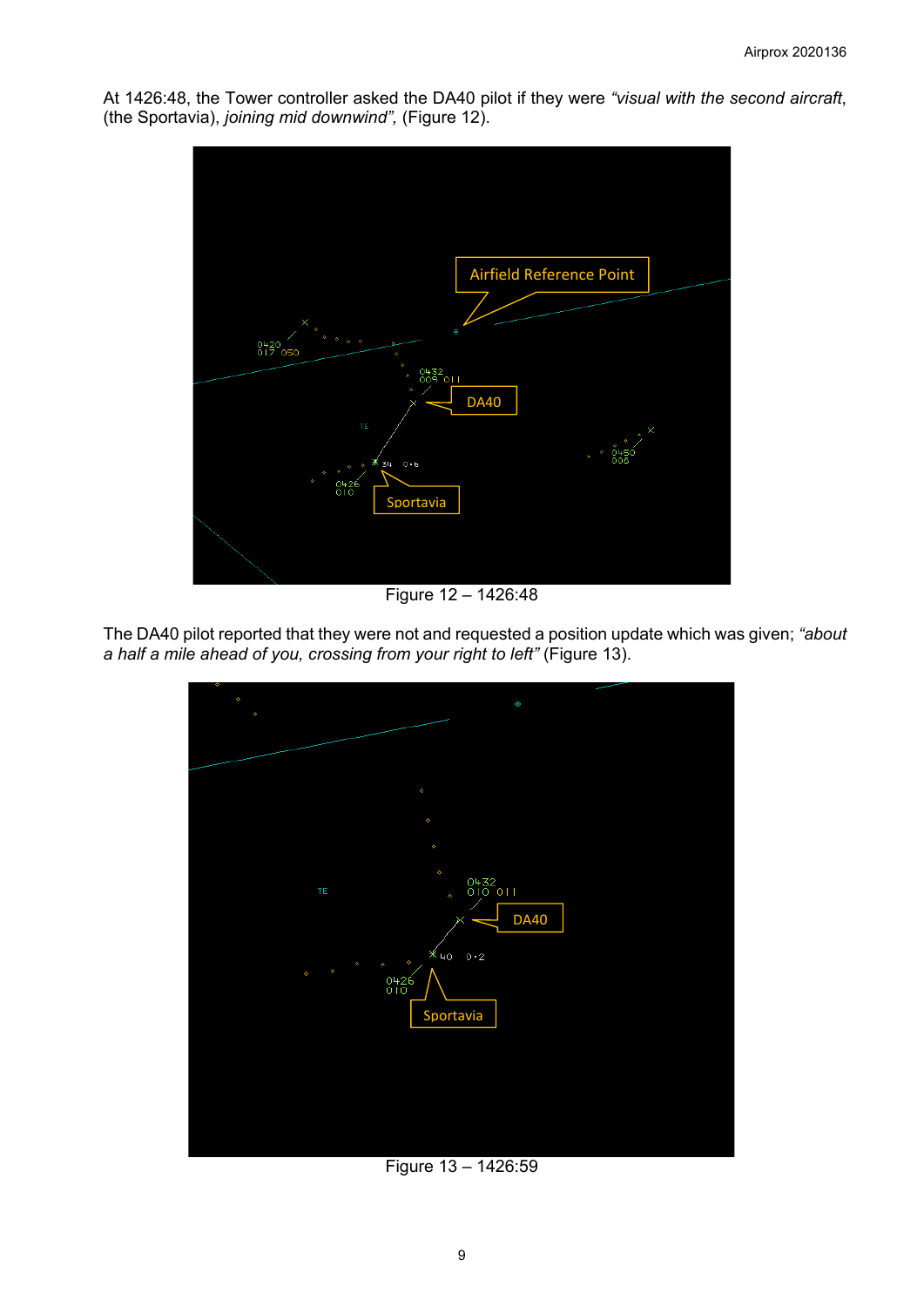At 1426:48, the Tower controller asked the DA40 pilot if they were *"visual with the second aircraft*, (the Sportavia), *joining mid downwind",* (Figure 12).

Figure 12 – 1426:48

The DA40 pilot reported that they were not and requested a position update which was given; *"about a half a mile ahead of you, crossing from your right to left"* (Figure 13).

Figure 13 – 1426:59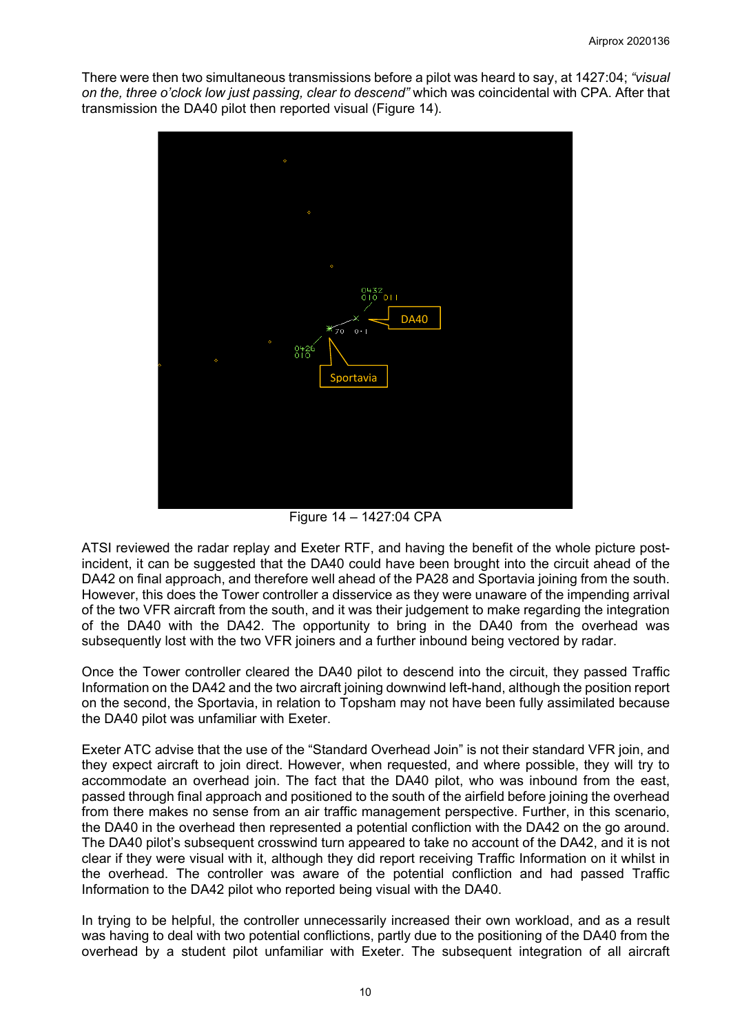There were then two simultaneous transmissions before a pilot was heard to say, at 1427:04; *"visual on the, three o'clock low just passing, clear to descend"* which was coincidental with CPA. After that transmission the DA40 pilot then reported visual (Figure 14).

Figure 14 – 1427:04 CPA

ATSI reviewed the radar replay and Exeter RTF, and having the benefit of the whole picture post-incident, it can be suggested that the DA40 could have been brought into the circuit ahead of the DA42 on final approach, and therefore well ahead of the PA28 and Sportavia joining from the south. However, this does the Tower controller a disservice as they were unaware of the impending arrival of the two VFR aircraft from the south, and it was their judgement to make regarding the integration of the DA40 with the DA42. The opportunity to bring in the DA40 from the overhead was subsequently lost with the two VFR joiners and a further inbound being vectored by radar.

Once the Tower controller cleared the DA40 pilot to descend into the circuit, they passed Traffic Information on the DA42 and the two aircraft joining downwind left-hand, although the position report on the second, the Sportavia, in relation to Topsham may not have been fully assimilated because the DA40 pilot was unfamiliar with Exeter.

Exeter ATC advise that the use of the "Standard Overhead Join" is not their standard VFR join, and they expect aircraft to join direct. However, when requested, and where possible, they will try to accommodate an overhead join. The fact that the DA40 pilot, who was inbound from the east, passed through final approach and positioned to the south of the airfield before joining the overhead from there makes no sense from an air traffic management perspective. Further, in this scenario, the DA40 in the overhead then represented a potential confliction with the DA42 on the go around. The DA40 pilot's subsequent crosswind turn appeared to take no account of the DA42, and it is not clear if they were visual with it, although they did report receiving Traffic Information on it whilst in the overhead. The controller was aware of the potential confliction and had passed Traffic Information to the DA42 pilot who reported being visual with the DA40.

In trying to be helpful, the controller unnecessarily increased their own workload, and as a result was having to deal with two potential conflictions, partly due to the positioning of the DA40 from the overhead by a student pilot unfamiliar with Exeter. The subsequent integration of all aircraft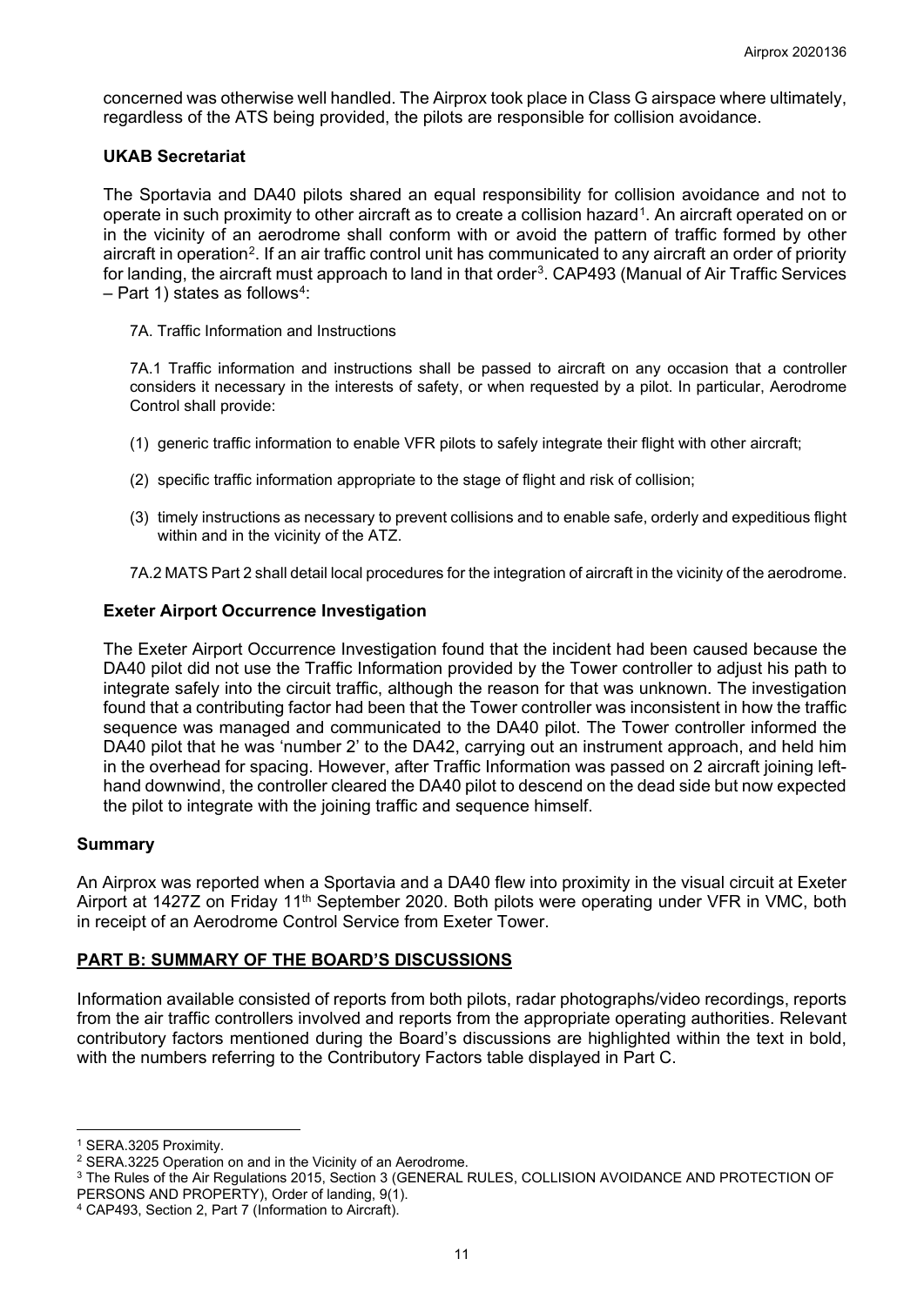concerned was otherwise well handled. The Airprox took place in Class G airspace where ultimately, regardless of the ATS being provided, the pilots are responsible for collision avoidance.

### UKAB Secretariat

The Sportavia and DA40 pilots shared an equal responsibility for collision avoidance and not to operate in such proximity to other aircraft as to create a collision hazard[1]. An aircraft operated on or in the vicinity of an aerodrome shall conform with or avoid the pattern of traffic formed by other aircraft in operation[2]. If an air traffic control unit has communicated to any aircraft an order of priority for landing, the aircraft must approach to land in that order[3]. CAP493 (Manual of Air Traffic Services – Part 1) states as follows[4]:

7A. Traffic Information and Instructions

7A.1 Traffic information and instructions shall be passed to aircraft on any occasion that a controller considers it necessary in the interests of safety, or when requested by a pilot. In particular, Aerodrome Control shall provide:

(1) generic traffic information to enable VFR pilots to safely integrate their flight with other aircraft;

(2) specific traffic information appropriate to the stage of flight and risk of collision;

(3) timely instructions as necessary to prevent collisions and to enable safe, orderly and expeditious flight within and in the vicinity of the ATZ.

7A.2 MATS Part 2 shall detail local procedures for the integration of aircraft in the vicinity of the aerodrome.

### Exeter Airport Occurrence Investigation

The Exeter Airport Occurrence Investigation found that the incident had been caused because the DA40 pilot did not use the Traffic Information provided by the Tower controller to adjust his path to integrate safely into the circuit traffic, although the reason for that was unknown. The investigation found that a contributing factor had been that the Tower controller was inconsistent in how the traffic sequence was managed and communicated to the DA40 pilot. The Tower controller informed the DA40 pilot that he was 'number 2' to the DA42, carrying out an instrument approach, and held him in the overhead for spacing. However, after Traffic Information was passed on 2 aircraft joining left-hand downwind, the controller cleared the DA40 pilot to descend on the dead side but now expected the pilot to integrate with the joining traffic and sequence himself.

## Summary

An Airprox was reported when a Sportavia and a DA40 flew into proximity in the visual circuit at Exeter Airport at 1427Z on Friday 11th September 2020. Both pilots were operating under VFR in VMC, both in receipt of an Aerodrome Control Service from Exeter Tower.

## PART B: SUMMARY OF THE BOARD'S DISCUSSIONS

Information available consisted of reports from both pilots, radar photographs/video recordings, reports from the air traffic controllers involved and reports from the appropriate operating authorities. Relevant contributory factors mentioned during the Board's discussions are highlighted within the text in bold, with the numbers referring to the Contributory Factors table displayed in Part C.

---

[1] SERA.3205 Proximity.

[2] SERA.3225 Operation on and in the Vicinity of an Aerodrome.

[3] The Rules of the Air Regulations 2015, Section 3 (GENERAL RULES, COLLISION AVOIDANCE AND PROTECTION OF PERSONS AND PROPERTY), Order of landing, 9(1).

[4] CAP493, Section 2, Part 7 (Information to Aircraft).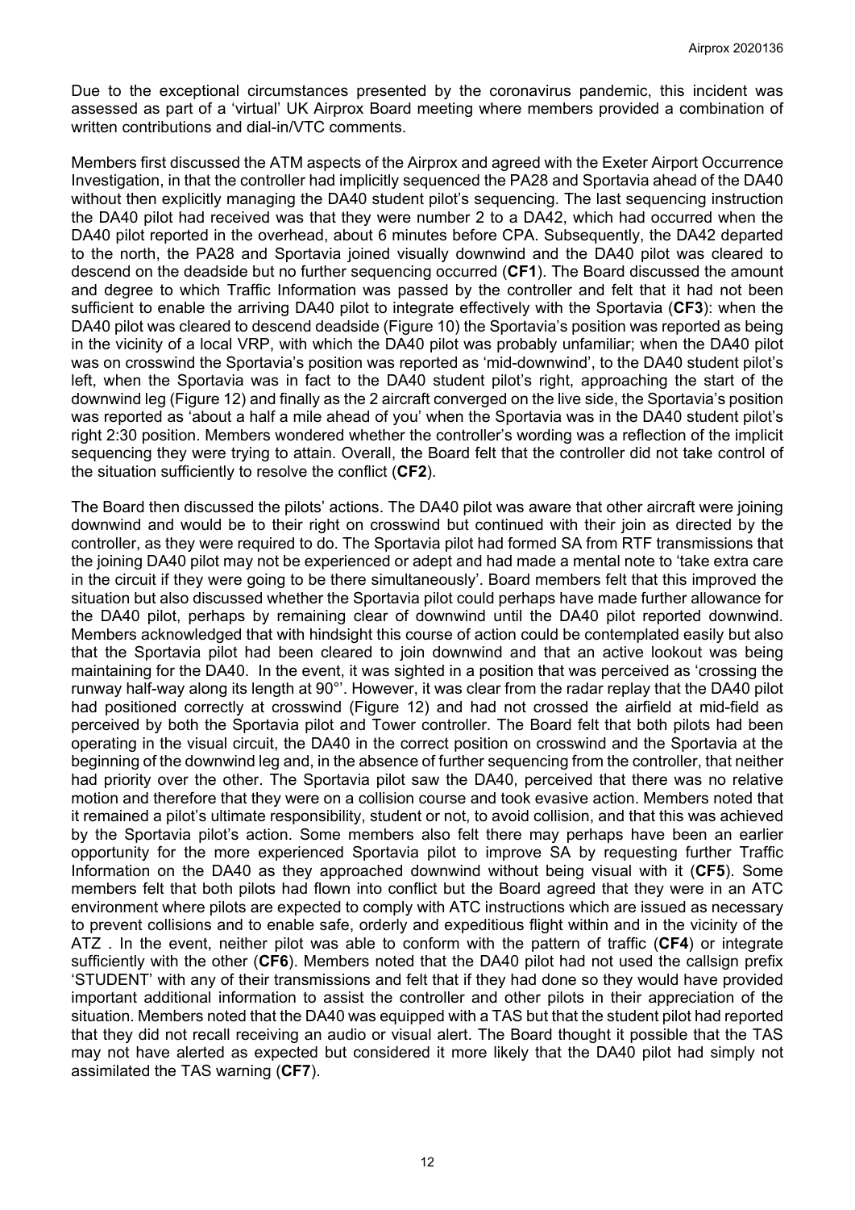Due to the exceptional circumstances presented by the coronavirus pandemic, this incident was assessed as part of a 'virtual' UK Airprox Board meeting where members provided a combination of written contributions and dial-in/VTC comments.

Members first discussed the ATM aspects of the Airprox and agreed with the Exeter Airport Occurrence Investigation, in that the controller had implicitly sequenced the PA28 and Sportavia ahead of the DA40 without then explicitly managing the DA40 student pilot's sequencing. The last sequencing instruction the DA40 pilot had received was that they were number 2 to a DA42, which had occurred when the DA40 pilot reported in the overhead, about 6 minutes before CPA. Subsequently, the DA42 departed to the north, the PA28 and Sportavia joined visually downwind and the DA40 pilot was cleared to descend on the deadside but no further sequencing occurred (**CF1**). The Board discussed the amount and degree to which Traffic Information was passed by the controller and felt that it had not been sufficient to enable the arriving DA40 pilot to integrate effectively with the Sportavia (**CF3**): when the DA40 pilot was cleared to descend deadside (Figure 10) the Sportavia's position was reported as being in the vicinity of a local VRP, with which the DA40 pilot was probably unfamiliar; when the DA40 pilot was on crosswind the Sportavia's position was reported as 'mid-downwind', to the DA40 student pilot's left, when the Sportavia was in fact to the DA40 student pilot's right, approaching the start of the downwind leg (Figure 12) and finally as the 2 aircraft converged on the live side, the Sportavia's position was reported as 'about a half a mile ahead of you' when the Sportavia was in the DA40 student pilot's right 2:30 position. Members wondered whether the controller's wording was a reflection of the implicit sequencing they were trying to attain. Overall, the Board felt that the controller did not take control of the situation sufficiently to resolve the conflict (**CF2**).

The Board then discussed the pilots' actions. The DA40 pilot was aware that other aircraft were joining downwind and would be to their right on crosswind but continued with their join as directed by the controller, as they were required to do. The Sportavia pilot had formed SA from RTF transmissions that the joining DA40 pilot may not be experienced or adept and had made a mental note to 'take extra care in the circuit if they were going to be there simultaneously'. Board members felt that this improved the situation but also discussed whether the Sportavia pilot could perhaps have made further allowance for the DA40 pilot, perhaps by remaining clear of downwind until the DA40 pilot reported downwind. Members acknowledged that with hindsight this course of action could be contemplated easily but also that the Sportavia pilot had been cleared to join downwind and that an active lookout was being maintaining for the DA40. In the event, it was sighted in a position that was perceived as 'crossing the runway half-way along its length at 90°'. However, it was clear from the radar replay that the DA40 pilot had positioned correctly at crosswind (Figure 12) and had not crossed the airfield at mid-field as perceived by both the Sportavia pilot and Tower controller. The Board felt that both pilots had been operating in the visual circuit, the DA40 in the correct position on crosswind and the Sportavia at the beginning of the downwind leg and, in the absence of further sequencing from the controller, that neither had priority over the other. The Sportavia pilot saw the DA40, perceived that there was no relative motion and therefore that they were on a collision course and took evasive action. Members noted that it remained a pilot's ultimate responsibility, student or not, to avoid collision, and that this was achieved by the Sportavia pilot's action. Some members also felt there may perhaps have been an earlier opportunity for the more experienced Sportavia pilot to improve SA by requesting further Traffic Information on the DA40 as they approached downwind without being visual with it (**CF5**). Some members felt that both pilots had flown into conflict but the Board agreed that they were in an ATC environment where pilots are expected to comply with ATC instructions which are issued as necessary to prevent collisions and to enable safe, orderly and expeditious flight within and in the vicinity of the ATZ . In the event, neither pilot was able to conform with the pattern of traffic (**CF4**) or integrate sufficiently with the other (**CF6**). Members noted that the DA40 pilot had not used the callsign prefix 'STUDENT' with any of their transmissions and felt that if they had done so they would have provided important additional information to assist the controller and other pilots in their appreciation of the situation. Members noted that the DA40 was equipped with a TAS but that the student pilot had reported that they did not recall receiving an audio or visual alert. The Board thought it possible that the TAS may not have alerted as expected but considered it more likely that the DA40 pilot had simply not assimilated the TAS warning (**CF7**).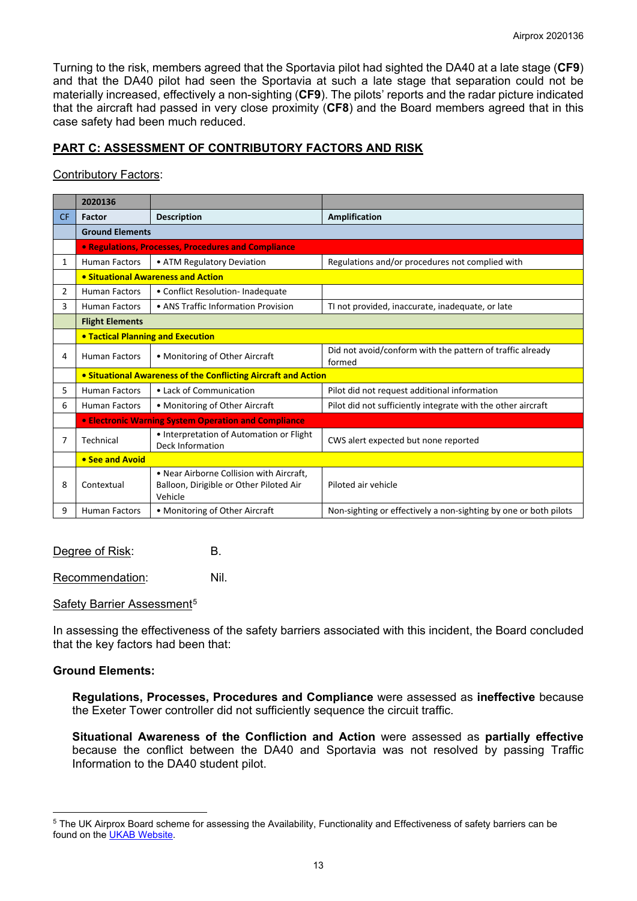Turning to the risk, members agreed that the Sportavia pilot had sighted the DA40 at a late stage (**CF9**) and that the DA40 pilot had seen the Sportavia at such a late stage that separation could not be materially increased, effectively a non-sighting (**CF9**). The pilots' reports and the radar picture indicated that the aircraft had passed in very close proximity (**CF8**) and the Board members agreed that in this case safety had been much reduced.

## PART C: ASSESSMENT OF CONTRIBUTORY FACTORS AND RISK

Contributory Factors:

| | **2020136** | | |
|---|---|---|---|
| **CF** | **Factor** | **Description** | **Amplification** |
| | **Ground Elements** | | |
| | **• Regulations, Processes, Procedures and Compliance** | | |
| 1 | Human Factors | • ATM Regulatory Deviation | Regulations and/or procedures not complied with |
| | **• Situational Awareness and Action** | | |
| 2 | Human Factors | • Conflict Resolution- Inadequate | |
| 3 | Human Factors | • ANS Traffic Information Provision | TI not provided, inaccurate, inadequate, or late |
| | **Flight Elements** | | |
| | **• Tactical Planning and Execution** | | |
| 4 | Human Factors | • Monitoring of Other Aircraft | Did not avoid/conform with the pattern of traffic already formed |
| | **• Situational Awareness of the Conflicting Aircraft and Action** | | |
| 5 | Human Factors | • Lack of Communication | Pilot did not request additional information |
| 6 | Human Factors | • Monitoring of Other Aircraft | Pilot did not sufficiently integrate with the other aircraft |
| | **• Electronic Warning System Operation and Compliance** | | |
| 7 | Technical | • Interpretation of Automation or Flight Deck Information | CWS alert expected but none reported |
| | **• See and Avoid** | | |
| 8 | Contextual | • Near Airborne Collision with Aircraft, Balloon, Dirigible or Other Piloted Air Vehicle | Piloted air vehicle |
| 9 | Human Factors | • Monitoring of Other Aircraft | Non-sighting or effectively a non-sighting by one or both pilots |

Degree of Risk: B.

Recommendation: Nil.

Safety Barrier Assessment[5]

In assessing the effectiveness of the safety barriers associated with this incident, the Board concluded that the key factors had been that:

**Ground Elements:**

**Regulations, Processes, Procedures and Compliance** were assessed as **ineffective** because the Exeter Tower controller did not sufficiently sequence the circuit traffic.

**Situational Awareness of the Confliction and Action** were assessed as **partially effective** because the conflict between the DA40 and Sportavia was not resolved by passing Traffic Information to the DA40 student pilot.

---

[5] The UK Airprox Board scheme for assessing the Availability, Functionality and Effectiveness of safety barriers can be found on the UKAB Website.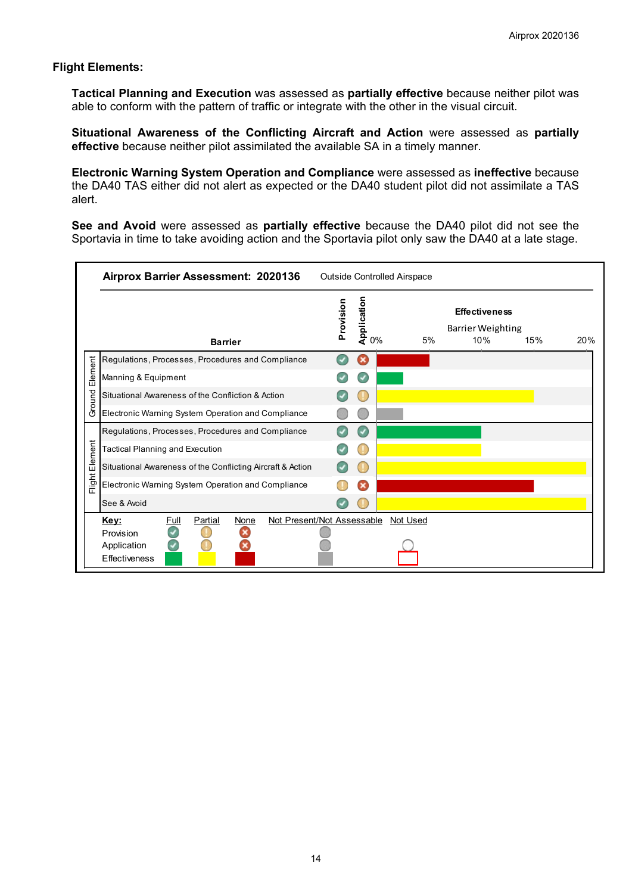**Flight Elements:**

**Tactical Planning and Execution** was assessed as **partially effective** because neither pilot was able to conform with the pattern of traffic or integrate with the other in the visual circuit.

**Situational Awareness of the Conflicting Aircraft and Action** were assessed as **partially effective** because neither pilot assimilated the available SA in a timely manner.

**Electronic Warning System Operation and Compliance** were assessed as **ineffective** because the DA40 TAS either did not alert as expected or the DA40 student pilot did not assimilate a TAS alert.

**See and Avoid** were assessed as **partially effective** because the DA40 pilot did not see the Sportavia in time to take avoiding action and the Sportavia pilot only saw the DA40 at a late stage.

**Airprox Barrier Assessment: 2020136**

Outside Controlled Airspace

Barrier
Provision
Application
Effectiveness
Barrier Weighting
0%
5%
10%
15%
20%

Ground Element
Regulations, Processes, Procedures and Compliance
Manning & Equipment
Situational Awareness of the Confliction & Action
Electronic Warning System Operation and Compliance

Flight Element
Regulations, Processes, Procedures and Compliance
Tactical Planning and Execution
Situational Awareness of the Conflicting Aircraft & Action
Electronic Warning System Operation and Compliance
See & Avoid

Key: Full Partial None Not Present/Not Assessable Not Used
Provision
Application
Effectiveness